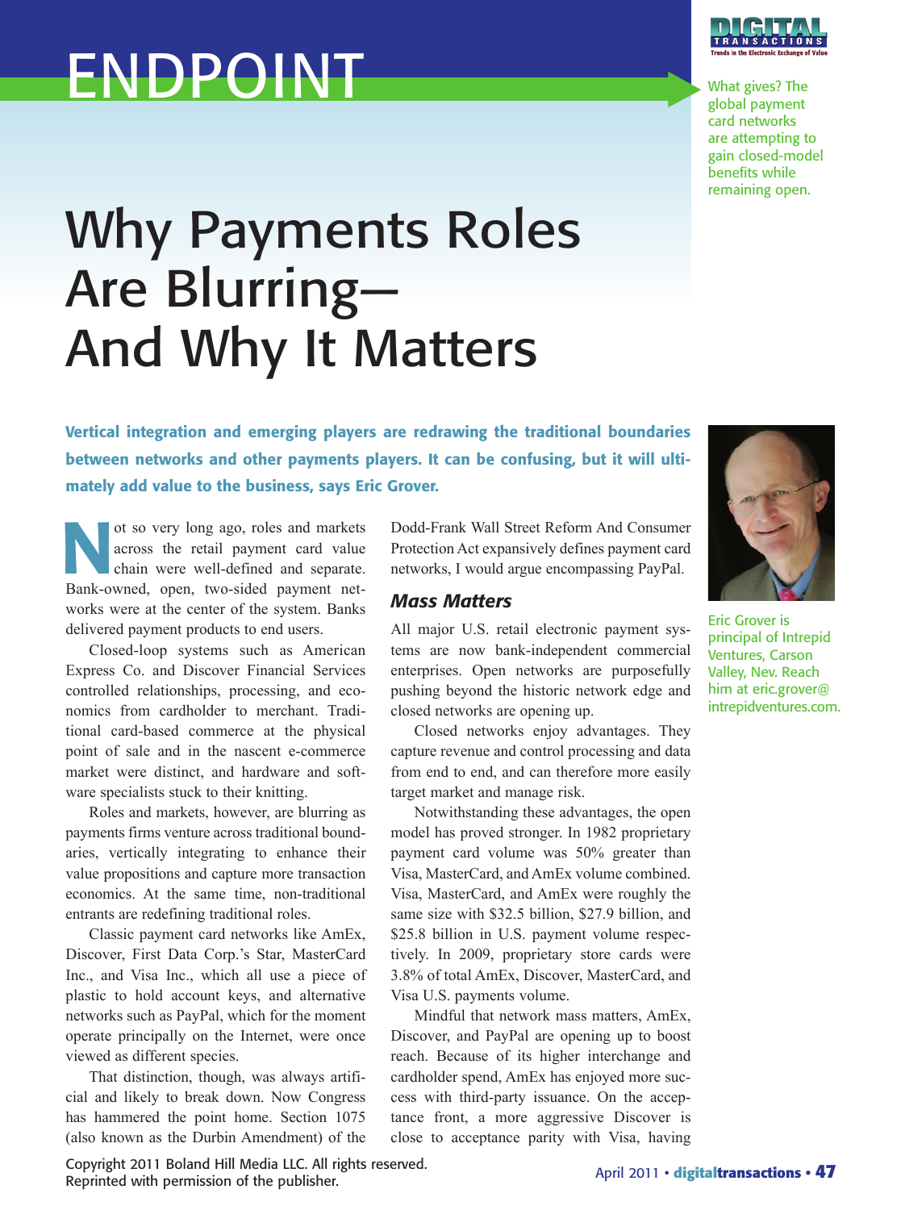# ENDPOINT

What gives? The global payment card networks are attempting to gain closed-model benefits while remaining open.

# Why Payments Roles Are Blurring—And Why It Matters

**Vertical integration and emerging players are redrawing the traditional boundaries between networks and other payments players. It can be confusing, but it will ultimately add value to the business, says Eric Grover.**

Eric Grover is principal of Intrepid Ventures, Carson Valley, Nev. Reach him at eric.grover@intrepidventures.com.

Not so very long ago, roles and markets across the retail payment card value chain were well-defined and separate. Bank-owned, open, two-sided payment networks were at the center of the system. Banks delivered payment products to end users.

Closed-loop systems such as American Express Co. and Discover Financial Services controlled relationships, processing, and economics from cardholder to merchant. Traditional card-based commerce at the physical point of sale and in the nascent e-commerce market were distinct, and hardware and software specialists stuck to their knitting.

Roles and markets, however, are blurring as payments firms venture across traditional boundaries, vertically integrating to enhance their value propositions and capture more transaction economics. At the same time, non-traditional entrants are redefining traditional roles.

Classic payment card networks like AmEx, Discover, First Data Corp.'s Star, MasterCard Inc., and Visa Inc., which all use a piece of plastic to hold account keys, and alternative networks such as PayPal, which for the moment operate principally on the Internet, were once viewed as different species.

That distinction, though, was always artificial and likely to break down. Now Congress has hammered the point home. Section 1075 (also known as the Durbin Amendment) of the Dodd-Frank Wall Street Reform And Consumer Protection Act expansively defines payment card networks, I would argue encompassing PayPal.

## *Mass Matters*

All major U.S. retail electronic payment systems are now bank-independent commercial enterprises. Open networks are purposefully pushing beyond the historic network edge and closed networks are opening up.

Closed networks enjoy advantages. They capture revenue and control processing and data from end to end, and can therefore more easily target market and manage risk.

Notwithstanding these advantages, the open model has proved stronger. In 1982 proprietary payment card volume was 50% greater than Visa, MasterCard, and AmEx volume combined. Visa, MasterCard, and AmEx were roughly the same size with \$32.5 billion, \$27.9 billion, and \$25.8 billion in U.S. payment volume respectively. In 2009, proprietary store cards were 3.8% of total AmEx, Discover, MasterCard, and Visa U.S. payments volume.

Mindful that network mass matters, AmEx, Discover, and PayPal are opening up to boost reach. Because of its higher interchange and cardholder spend, AmEx has enjoyed more success with third-party issuance. On the acceptance front, a more aggressive Discover is close to acceptance parity with Visa, having

Copyright 2011 Boland Hill Media LLC. All rights reserved.
Reprinted with permission of the publisher.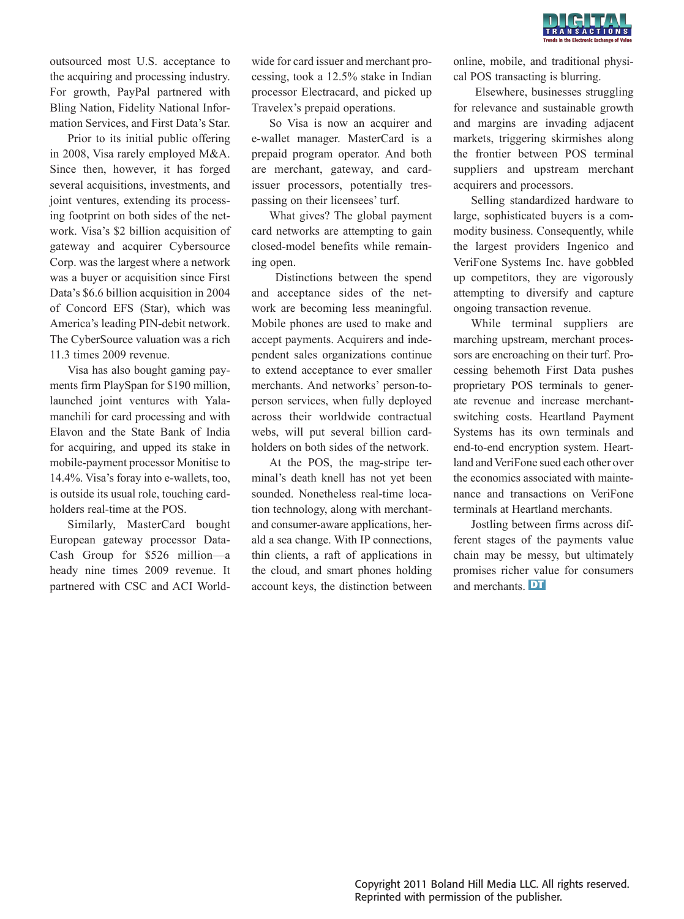outsourced most U.S. acceptance to the acquiring and processing industry. For growth, PayPal partnered with Bling Nation, Fidelity National Information Services, and First Data's Star.

Prior to its initial public offering in 2008, Visa rarely employed M&A. Since then, however, it has forged several acquisitions, investments, and joint ventures, extending its processing footprint on both sides of the network. Visa's $2 billion acquisition of gateway and acquirer Cybersource Corp. was the largest where a network was a buyer or acquisition since First Data's $6.6 billion acquisition in 2004 of Concord EFS (Star), which was America's leading PIN-debit network. The CyberSource valuation was a rich 11.3 times 2009 revenue.

Visa has also bought gaming payments firm PlaySpan for $190 million, launched joint ventures with Yalamanchili for card processing and with Elavon and the State Bank of India for acquiring, and upped its stake in mobile-payment processor Monitise to 14.4%. Visa's foray into e-wallets, too, is outside its usual role, touching cardholders real-time at the POS.

Similarly, MasterCard bought European gateway processor DataCash Group for $526 million—a heady nine times 2009 revenue. It partnered with CSC and ACI Worldwide for card issuer and merchant processing, took a 12.5% stake in Indian processor Electracard, and picked up Travelex's prepaid operations.

So Visa is now an acquirer and e-wallet manager. MasterCard is a prepaid program operator. And both are merchant, gateway, and card-issuer processors, potentially trespassing on their licensees' turf.

What gives? The global payment card networks are attempting to gain closed-model benefits while remaining open.

Distinctions between the spend and acceptance sides of the network are becoming less meaningful. Mobile phones are used to make and accept payments. Acquirers and independent sales organizations continue to extend acceptance to ever smaller merchants. And networks' person-to-person services, when fully deployed across their worldwide contractual webs, will put several billion cardholders on both sides of the network.

At the POS, the mag-stripe terminal's death knell has not yet been sounded. Nonetheless real-time location technology, along with merchant- and consumer-aware applications, herald a sea change. With IP connections, thin clients, a raft of applications in the cloud, and smart phones holding account keys, the distinction between online, mobile, and traditional physical POS transacting is blurring.

Elsewhere, businesses struggling for relevance and sustainable growth and margins are invading adjacent markets, triggering skirmishes along the frontier between POS terminal suppliers and upstream merchant acquirers and processors.

Selling standardized hardware to large, sophisticated buyers is a commodity business. Consequently, while the largest providers Ingenico and VeriFone Systems Inc. have gobbled up competitors, they are vigorously attempting to diversify and capture ongoing transaction revenue.

While terminal suppliers are marching upstream, merchant processors are encroaching on their turf. Processing behemoth First Data pushes proprietary POS terminals to generate revenue and increase merchant-switching costs. Heartland Payment Systems has its own terminals and end-to-end encryption system. Heartland and VeriFone sued each other over the economics associated with maintenance and transactions on VeriFone terminals at Heartland merchants.

Jostling between firms across different stages of the payments value chain may be messy, but ultimately promises richer value for consumers and merchants.

Copyright 2011 Boland Hill Media LLC. All rights reserved.
Reprinted with permission of the publisher.